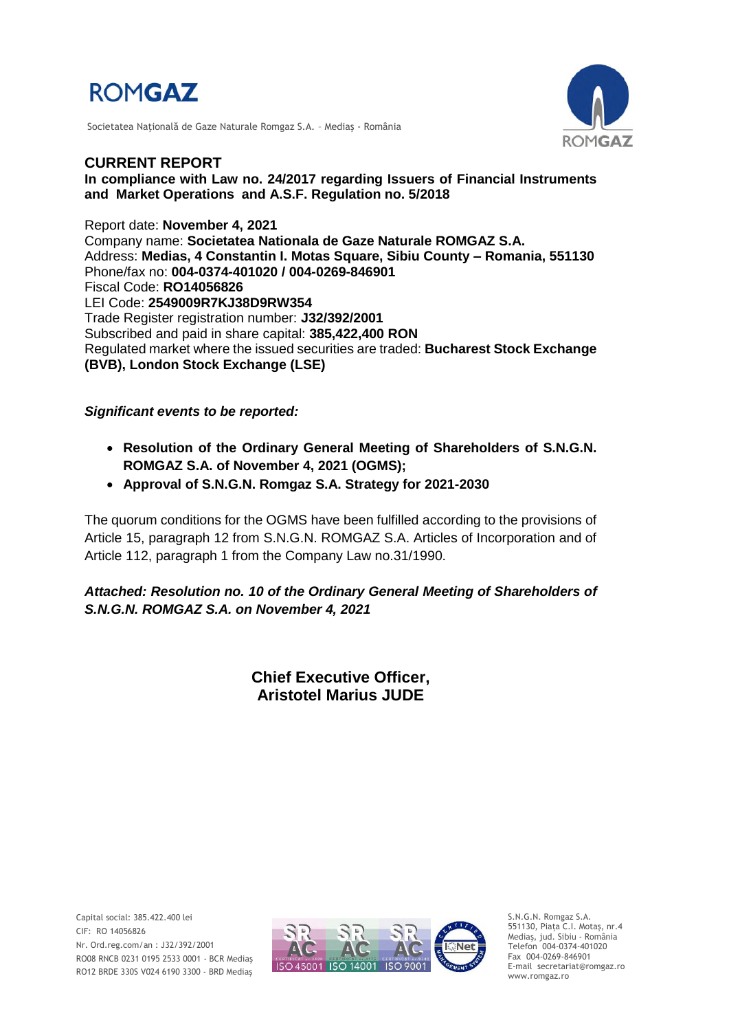# ROMGAZ

Societatea Națională de Gaze Naturale Romgaz S.A. – Mediaș - România

## CURRENT REPORT

**In compliance with Law no. 24/2017 regarding Issuers of Financial Instruments and Market Operations and A.S.F. Regulation no. 5/2018**

Report date: **November 4, 2021**
Company name: **Societatea Nationala de Gaze Naturale ROMGAZ S.A.**
Address: **Medias, 4 Constantin I. Motas Square, Sibiu County – Romania, 551130**
Phone/fax no: **004-0374-401020 / 004-0269-846901**
Fiscal Code: **RO14056826**
LEI Code: **2549009R7KJ38D9RW354**
Trade Register registration number: **J32/392/2001**
Subscribed and paid in share capital: **385,422,400 RON**
Regulated market where the issued securities are traded: **Bucharest Stock Exchange (BVB), London Stock Exchange (LSE)**

***Significant events to be reported:***

- **Resolution of the Ordinary General Meeting of Shareholders of S.N.G.N. ROMGAZ S.A. of November 4, 2021 (OGMS);**
- **Approval of S.N.G.N. Romgaz S.A. Strategy for 2021-2030**

The quorum conditions for the OGMS have been fulfilled according to the provisions of Article 15, paragraph 12 from S.N.G.N. ROMGAZ S.A. Articles of Incorporation and of Article 112, paragraph 1 from the Company Law no.31/1990.

***Attached: Resolution no. 10 of the Ordinary General Meeting of Shareholders of S.N.G.N. ROMGAZ S.A. on November 4, 2021***

**Chief Executive Officer,**
**Aristotel Marius JUDE**

Capital social: 385.422.400 lei
CIF: RO 14056826
Nr. Ord.reg.com/an : J32/392/2001
RO08 RNCB 0231 0195 2533 0001 - BCR Mediaș
RO12 BRDE 330S V024 6190 3300 - BRD Mediaș

S.N.G.N. Romgaz S.A.
551130, Piața C.I. Motaș, nr.4
Mediaș, jud. Sibiu - România
Telefon 004-0374-401020
Fax 004-0269-846901
E-mail secretariat@romgaz.ro
www.romgaz.ro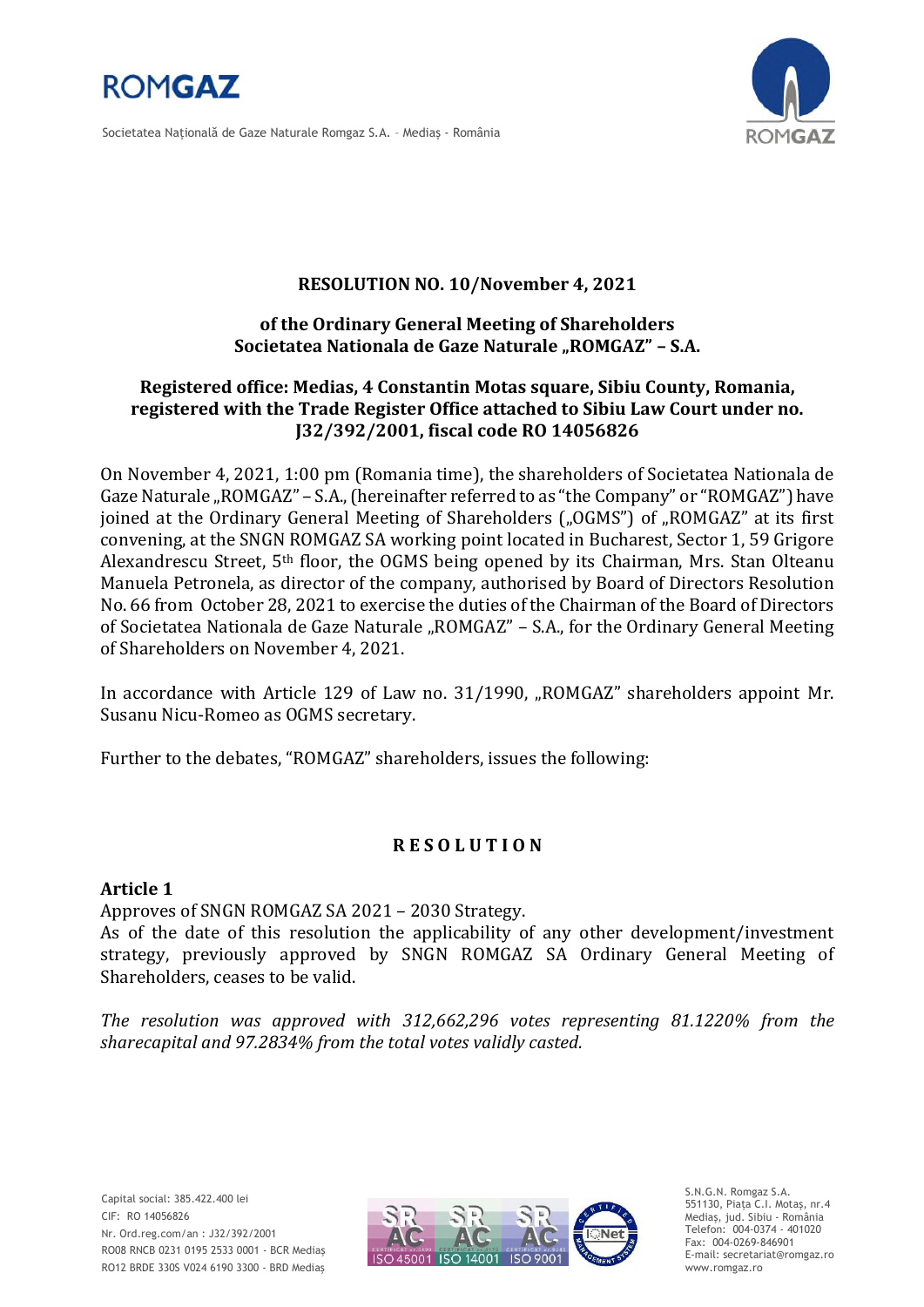**RESOLUTION NO. 10/November 4, 2021**

**of the Ordinary General Meeting of Shareholders**
**Societatea Nationala de Gaze Naturale „ROMGAZ" – S.A.**

**Registered office: Medias, 4 Constantin Motas square, Sibiu County, Romania, registered with the Trade Register Office attached to Sibiu Law Court under no. J32/392/2001, fiscal code RO 14056826**

On November 4, 2021, 1:00 pm (Romania time), the shareholders of Societatea Nationala de Gaze Naturale „ROMGAZ" – S.A., (hereinafter referred to as "the Company" or "ROMGAZ") have joined at the Ordinary General Meeting of Shareholders („OGMS") of „ROMGAZ" at its first convening, at the SNGN ROMGAZ SA working point located in Bucharest, Sector 1, 59 Grigore Alexandrescu Street, 5th floor, the OGMS being opened by its Chairman, Mrs. Stan Olteanu Manuela Petronela, as director of the company, authorised by Board of Directors Resolution No. 66 from October 28, 2021 to exercise the duties of the Chairman of the Board of Directors of Societatea Nationala de Gaze Naturale „ROMGAZ" – S.A., for the Ordinary General Meeting of Shareholders on November 4, 2021.

In accordance with Article 129 of Law no. 31/1990, „ROMGAZ" shareholders appoint Mr. Susanu Nicu-Romeo as OGMS secretary.

Further to the debates, "ROMGAZ" shareholders, issues the following:

**R E S O L U T I O N**

**Article 1**

Approves of SNGN ROMGAZ SA 2021 – 2030 Strategy.

As of the date of this resolution the applicability of any other development/investment strategy, previously approved by SNGN ROMGAZ SA Ordinary General Meeting of Shareholders, ceases to be valid.

*The resolution was approved with 312,662,296 votes representing 81.1220% from the sharecapital and 97.2834% from the total votes validly casted.*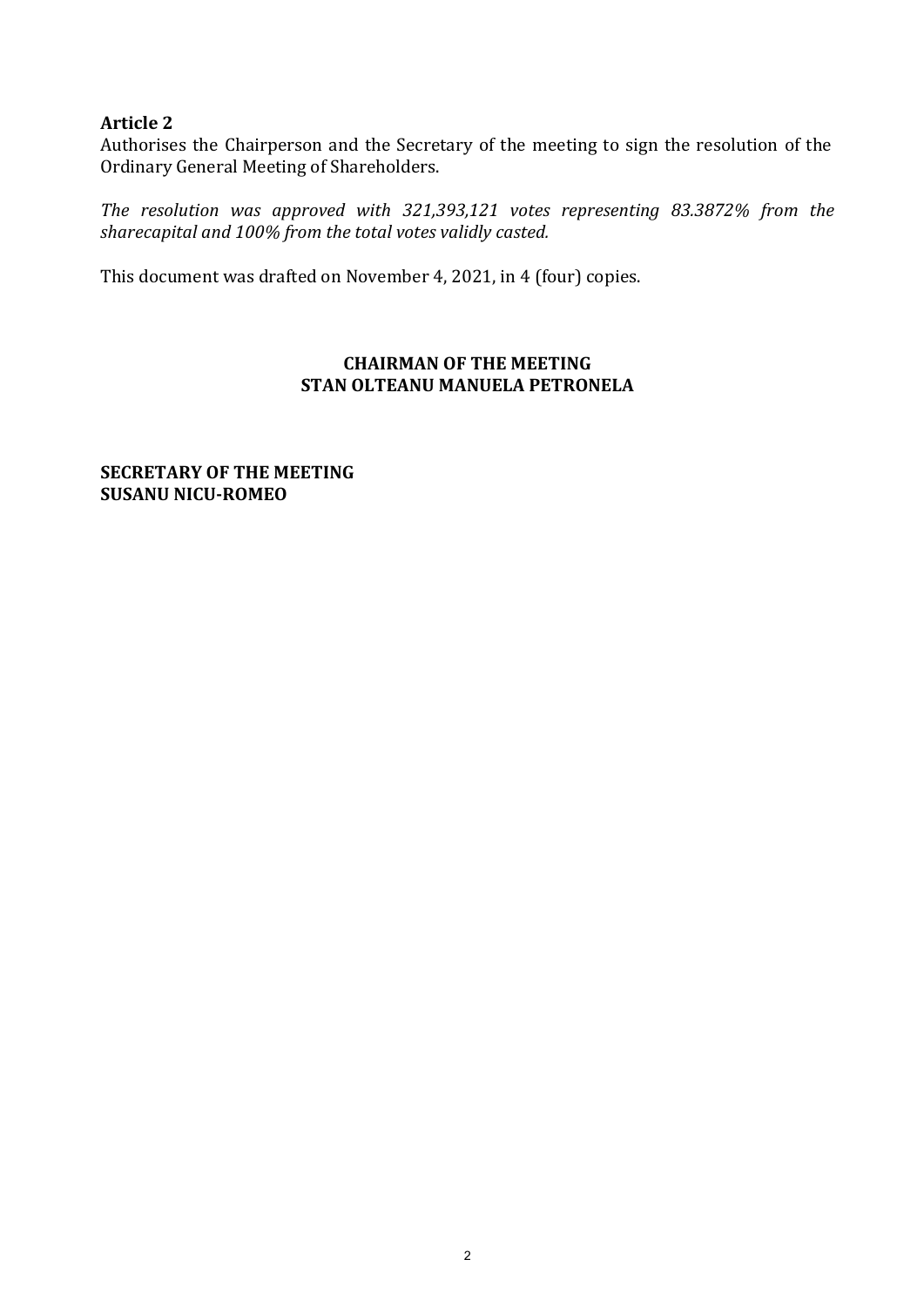**Article 2**

Authorises the Chairperson and the Secretary of the meeting to sign the resolution of the Ordinary General Meeting of Shareholders.

*The resolution was approved with 321,393,121 votes representing 83.3872% from the sharecapital and 100% from the total votes validly casted.*

This document was drafted on November 4, 2021, in 4 (four) copies.

**CHAIRMAN OF THE MEETING**
**STAN OLTEANU MANUELA PETRONELA**

**SECRETARY OF THE MEETING**
**SUSANU NICU-ROMEO**